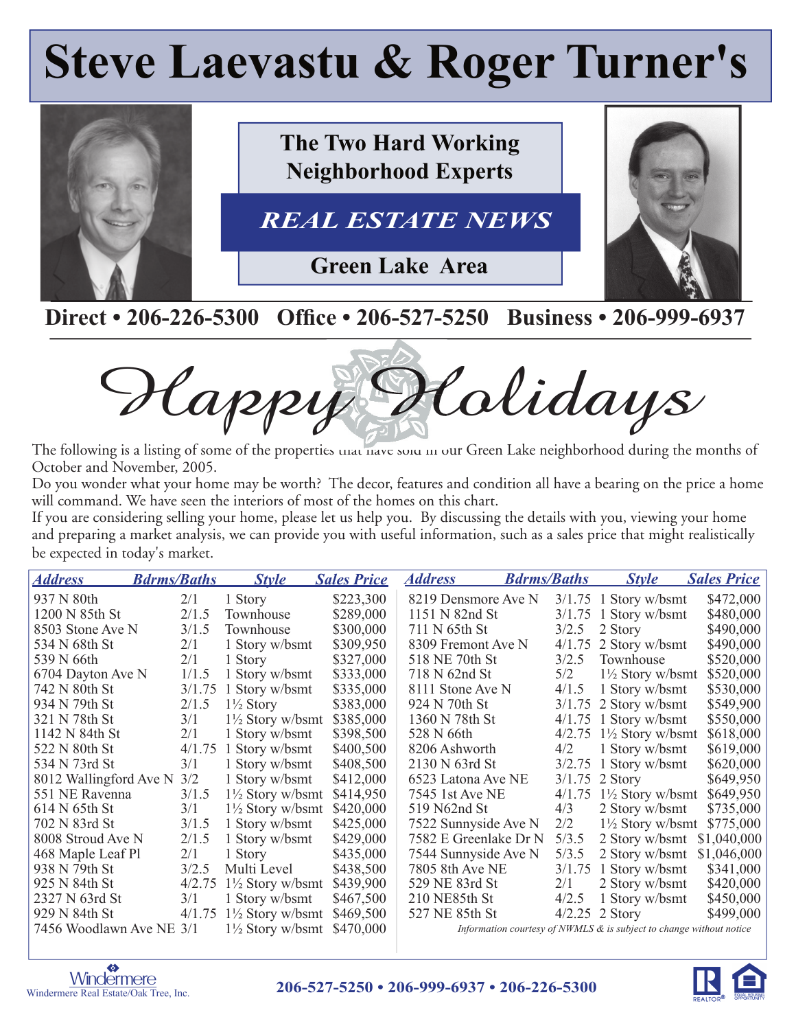# Steve Laevastu & Roger Turner's

**The Two Hard Working Neighborhood Experts**

***REAL ESTATE NEWS***

**Green Lake Area**

**Direct • 206-226-5300 Office • 206-527-5250 Business • 206-999-6937**

## *Happy Holidays*

The following is a listing of some of the properties that have sold in our Green Lake neighborhood during the months of October and November, 2005.

Do you wonder what your home may be worth? The decor, features and condition all have a bearing on the price a home will command. We have seen the interiors of most of the homes on this chart.

If you are considering selling your home, please let us help you. By discussing the details with you, viewing your home and preparing a market analysis, we can provide you with useful information, such as a sales price that might realistically be expected in today's market.

| Address | Bdrms/Baths | Style | Sales Price |
|---|---|---|---|
| 937 N 80th | 2/1 | 1 Story | $223,300 |
| 1200 N 85th St | 2/1.5 | Townhouse | $289,000 |
| 8503 Stone Ave N | 3/1.5 | Townhouse | $300,000 |
| 534 N 68th St | 2/1 | 1 Story w/bsmt | $309,950 |
| 539 N 66th | 2/1 | 1 Story | $327,000 |
| 6704 Dayton Ave N | 1/1.5 | 1 Story w/bsmt | $333,000 |
| 742 N 80th St | 3/1.75 | 1 Story w/bsmt | $335,000 |
| 934 N 79th St | 2/1.5 | 1½ Story | $383,000 |
| 321 N 78th St | 3/1 | 1½ Story w/bsmt | $385,000 |
| 1142 N 84th St | 2/1 | 1 Story w/bsmt | $398,500 |
| 522 N 80th St | 4/1.75 | 1 Story w/bsmt | $400,500 |
| 534 N 73rd St | 3/1 | 1 Story w/bsmt | $408,500 |
| 8012 Wallingford Ave N | 3/2 | 1 Story w/bsmt | $412,000 |
| 551 NE Ravenna | 3/1.5 | 1½ Story w/bsmt | $414,950 |
| 614 N 65th St | 3/1 | 1½ Story w/bsmt | $420,000 |
| 702 N 83rd St | 3/1.5 | 1 Story w/bsmt | $425,000 |
| 8008 Stroud Ave N | 2/1.5 | 1 Story w/bsmt | $429,000 |
| 468 Maple Leaf Pl | 2/1 | 1 Story | $435,000 |
| 938 N 79th St | 3/2.5 | Multi Level | $438,500 |
| 925 N 84th St | 4/2.75 | 1½ Story w/bsmt | $439,900 |
| 2327 N 63rd St | 3/1 | 1 Story w/bsmt | $467,500 |
| 929 N 84th St | 4/1.75 | 1½ Story w/bsmt | $469,500 |
| 7456 Woodlawn Ave NE | 3/1 | 1½ Story w/bsmt | $470,000 |
| 8219 Densmore Ave N | 3/1.75 | 1 Story w/bsmt | $472,000 |
| 1151 N 82nd St | 3/1.75 | 1 Story w/bsmt | $480,000 |
| 711 N 65th St | 3/2.5 | 2 Story | $490,000 |
| 8309 Fremont Ave N | 4/1.75 | 2 Story w/bsmt | $490,000 |
| 518 NE 70th St | 3/2.5 | Townhouse | $520,000 |
| 718 N 62nd St | 5/2 | 1½ Story w/bsmt | $520,000 |
| 8111 Stone Ave N | 4/1.5 | 1 Story w/bsmt | $530,000 |
| 924 N 70th St | 3/1.75 | 2 Story w/bsmt | $549,900 |
| 1360 N 78th St | 4/1.75 | 1 Story w/bsmt | $550,000 |
| 528 N 66th | 4/2.75 | 1½ Story w/bsmt | $618,000 |
| 8206 Ashworth | 4/2 | 1 Story w/bsmt | $619,000 |
| 2130 N 63rd St | 3/2.75 | 1 Story w/bsmt | $620,000 |
| 6523 Latona Ave NE | 3/1.75 | 2 Story | $649,950 |
| 7545 1st Ave NE | 4/1.75 | 1½ Story w/bsmt | $649,950 |
| 519 N62nd St | 4/3 | 2 Story w/bsmt | $735,000 |
| 7522 Sunnyside Ave N | 2/2 | 1½ Story w/bsmt | $775,000 |
| 7582 E Greenlake Dr N | 5/3.5 | 2 Story w/bsmt | $1,040,000 |
| 7544 Sunnyside Ave N | 5/3.5 | 2 Story w/bsmt | $1,046,000 |
| 7805 8th Ave NE | 3/1.75 | 1 Story w/bsmt | $341,000 |
| 529 NE 83rd St | 2/1 | 2 Story w/bsmt | $420,000 |
| 210 NE85th St | 4/2.5 | 1 Story w/bsmt | $450,000 |
| 527 NE 85th St | 4/2.25 | 2 Story | $499,000 |

*Information courtesy of NWMLS & is subject to change without notice*

Windermere Real Estate/Oak Tree, Inc.

**206-527-5250 • 206-999-6937 • 206-226-5300**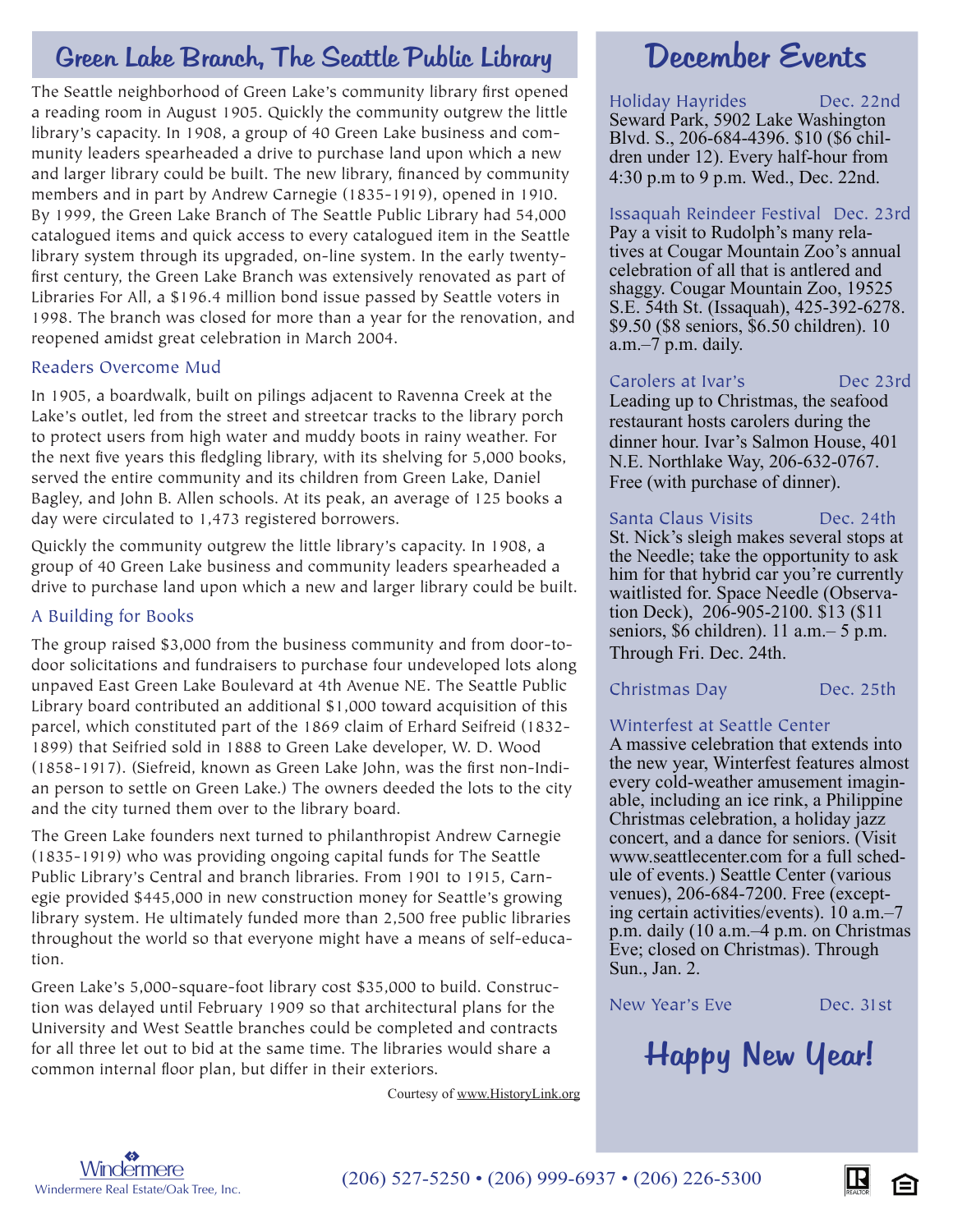## Green Lake Branch, The Seattle Public Library

The Seattle neighborhood of Green Lake's community library first opened a reading room in August 1905. Quickly the community outgrew the little library's capacity. In 1908, a group of 40 Green Lake business and community leaders spearheaded a drive to purchase land upon which a new and larger library could be built. The new library, financed by community members and in part by Andrew Carnegie (1835-1919), opened in 1910. By 1999, the Green Lake Branch of The Seattle Public Library had 54,000 catalogued items and quick access to every catalogued item in the Seattle library system through its upgraded, on-line system. In the early twenty-first century, the Green Lake Branch was extensively renovated as part of Libraries For All, a $196.4 million bond issue passed by Seattle voters in 1998. The branch was closed for more than a year for the renovation, and reopened amidst great celebration in March 2004.

### Readers Overcome Mud

In 1905, a boardwalk, built on pilings adjacent to Ravenna Creek at the Lake's outlet, led from the street and streetcar tracks to the library porch to protect users from high water and muddy boots in rainy weather. For the next five years this fledgling library, with its shelving for 5,000 books, served the entire community and its children from Green Lake, Daniel Bagley, and John B. Allen schools. At its peak, an average of 125 books a day were circulated to 1,473 registered borrowers.

Quickly the community outgrew the little library's capacity. In 1908, a group of 40 Green Lake business and community leaders spearheaded a drive to purchase land upon which a new and larger library could be built.

### A Building for Books

The group raised $3,000 from the business community and from door-to-door solicitations and fundraisers to purchase four undeveloped lots along unpaved East Green Lake Boulevard at 4th Avenue NE. The Seattle Public Library board contributed an additional $1,000 toward acquisition of this parcel, which constituted part of the 1869 claim of Erhard Seifreid (1832-1899) that Seifried sold in 1888 to Green Lake developer, W. D. Wood (1858-1917). (Siefreid, known as Green Lake John, was the first non-Indian person to settle on Green Lake.) The owners deeded the lots to the city and the city turned them over to the library board.

The Green Lake founders next turned to philanthropist Andrew Carnegie (1835-1919) who was providing ongoing capital funds for The Seattle Public Library's Central and branch libraries. From 1901 to 1915, Carnegie provided $445,000 in new construction money for Seattle's growing library system. He ultimately funded more than 2,500 free public libraries throughout the world so that everyone might have a means of self-education.

Green Lake's 5,000-square-foot library cost $35,000 to build. Construction was delayed until February 1909 so that architectural plans for the University and West Seattle branches could be completed and contracts for all three let out to bid at the same time. The libraries would share a common internal floor plan, but differ in their exteriors.

Courtesy of www.HistoryLink.org

## December Events

**Holiday Hayrides** — Dec. 22nd
Seward Park, 5902 Lake Washington Blvd. S., 206-684-4396. $10 ($6 children under 12). Every half-hour from 4:30 p.m to 9 p.m. Wed., Dec. 22nd.

**Issaquah Reindeer Festival** — Dec. 23rd
Pay a visit to Rudolph's many relatives at Cougar Mountain Zoo's annual celebration of all that is antlered and shaggy. Cougar Mountain Zoo, 19525 S.E. 54th St. (Issaquah), 425-392-6278. $9.50 ($8 seniors, $6.50 children). 10 a.m.–7 p.m. daily.

**Carolers at Ivar's** — Dec 23rd
Leading up to Christmas, the seafood restaurant hosts carolers during the dinner hour. Ivar's Salmon House, 401 N.E. Northlake Way, 206-632-0767. Free (with purchase of dinner).

**Santa Claus Visits** — Dec. 24th
St. Nick's sleigh makes several stops at the Needle; take the opportunity to ask him for that hybrid car you're currently waitlisted for. Space Needle (Observation Deck), 206-905-2100. $13 ($11 seniors, $6 children). 11 a.m.– 5 p.m. Through Fri. Dec. 24th.

**Christmas Day** — Dec. 25th

**Winterfest at Seattle Center**
A massive celebration that extends into the new year, Winterfest features almost every cold-weather amusement imaginable, including an ice rink, a Philippine Christmas celebration, a holiday jazz concert, and a dance for seniors. (Visit www.seattlecenter.com for a full schedule of events.) Seattle Center (various venues), 206-684-7200. Free (excepting certain activities/events). 10 a.m.–7 p.m. daily (10 a.m.–4 p.m. on Christmas Eve; closed on Christmas). Through Sun., Jan. 2.

**New Year's Eve** — Dec. 31st

**Happy New Year!**

Windermere
Windermere Real Estate/Oak Tree, Inc.

(206) 527-5250 • (206) 999-6937 • (206) 226-5300